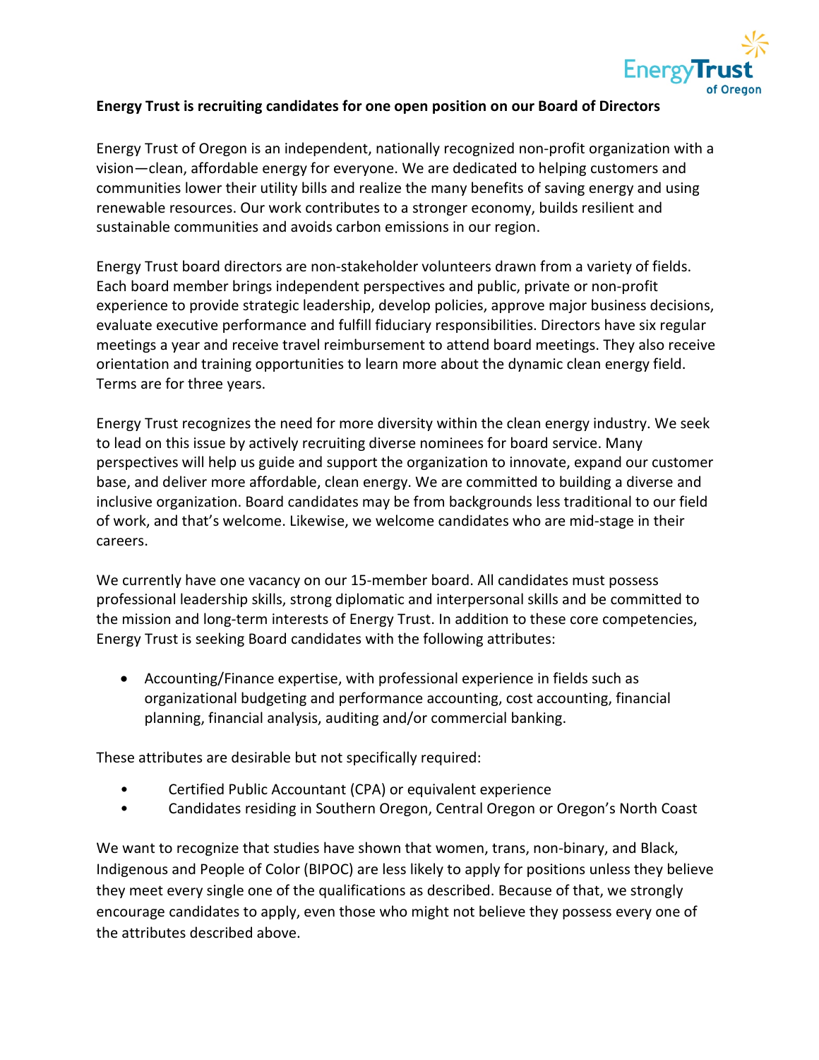**Energy Trust is recruiting candidates for one open position on our Board of Directors**

Energy Trust of Oregon is an independent, nationally recognized non-profit organization with a vision—clean, affordable energy for everyone. We are dedicated to helping customers and communities lower their utility bills and realize the many benefits of saving energy and using renewable resources. Our work contributes to a stronger economy, builds resilient and sustainable communities and avoids carbon emissions in our region.

Energy Trust board directors are non-stakeholder volunteers drawn from a variety of fields. Each board member brings independent perspectives and public, private or non-profit experience to provide strategic leadership, develop policies, approve major business decisions, evaluate executive performance and fulfill fiduciary responsibilities. Directors have six regular meetings a year and receive travel reimbursement to attend board meetings. They also receive orientation and training opportunities to learn more about the dynamic clean energy field. Terms are for three years.

Energy Trust recognizes the need for more diversity within the clean energy industry. We seek to lead on this issue by actively recruiting diverse nominees for board service. Many perspectives will help us guide and support the organization to innovate, expand our customer base, and deliver more affordable, clean energy. We are committed to building a diverse and inclusive organization. Board candidates may be from backgrounds less traditional to our field of work, and that's welcome. Likewise, we welcome candidates who are mid-stage in their careers.

We currently have one vacancy on our 15-member board. All candidates must possess professional leadership skills, strong diplomatic and interpersonal skills and be committed to the mission and long-term interests of Energy Trust. In addition to these core competencies, Energy Trust is seeking Board candidates with the following attributes:

- Accounting/Finance expertise, with professional experience in fields such as organizational budgeting and performance accounting, cost accounting, financial planning, financial analysis, auditing and/or commercial banking.

These attributes are desirable but not specifically required:

- Certified Public Accountant (CPA) or equivalent experience
- Candidates residing in Southern Oregon, Central Oregon or Oregon's North Coast

We want to recognize that studies have shown that women, trans, non-binary, and Black, Indigenous and People of Color (BIPOC) are less likely to apply for positions unless they believe they meet every single one of the qualifications as described. Because of that, we strongly encourage candidates to apply, even those who might not believe they possess every one of the attributes described above.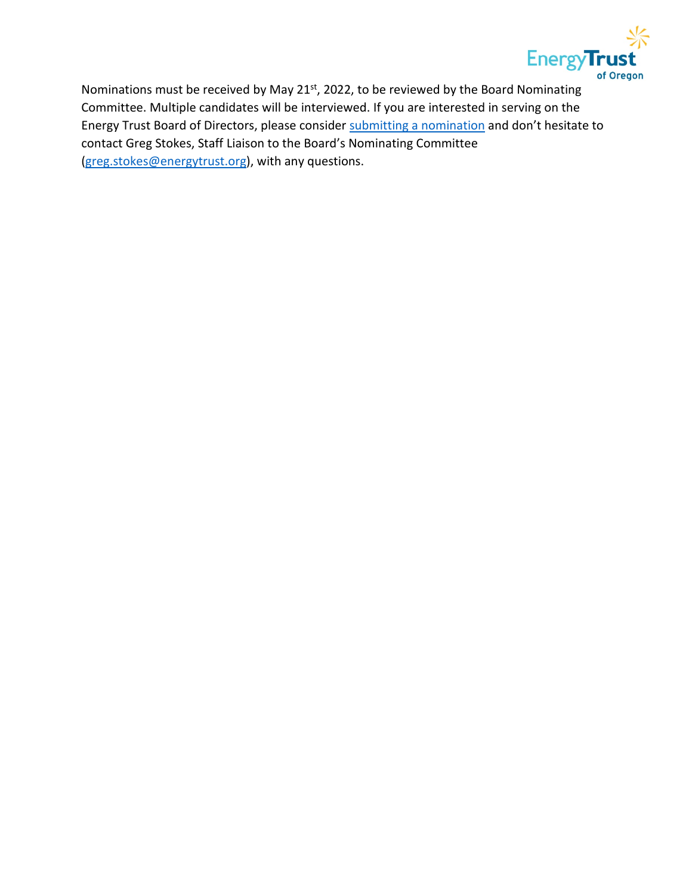Nominations must be received by May 21st, 2022, to be reviewed by the Board Nominating Committee. Multiple candidates will be interviewed. If you are interested in serving on the Energy Trust Board of Directors, please consider submitting a nomination and don't hesitate to contact Greg Stokes, Staff Liaison to the Board's Nominating Committee (greg.stokes@energytrust.org), with any questions.